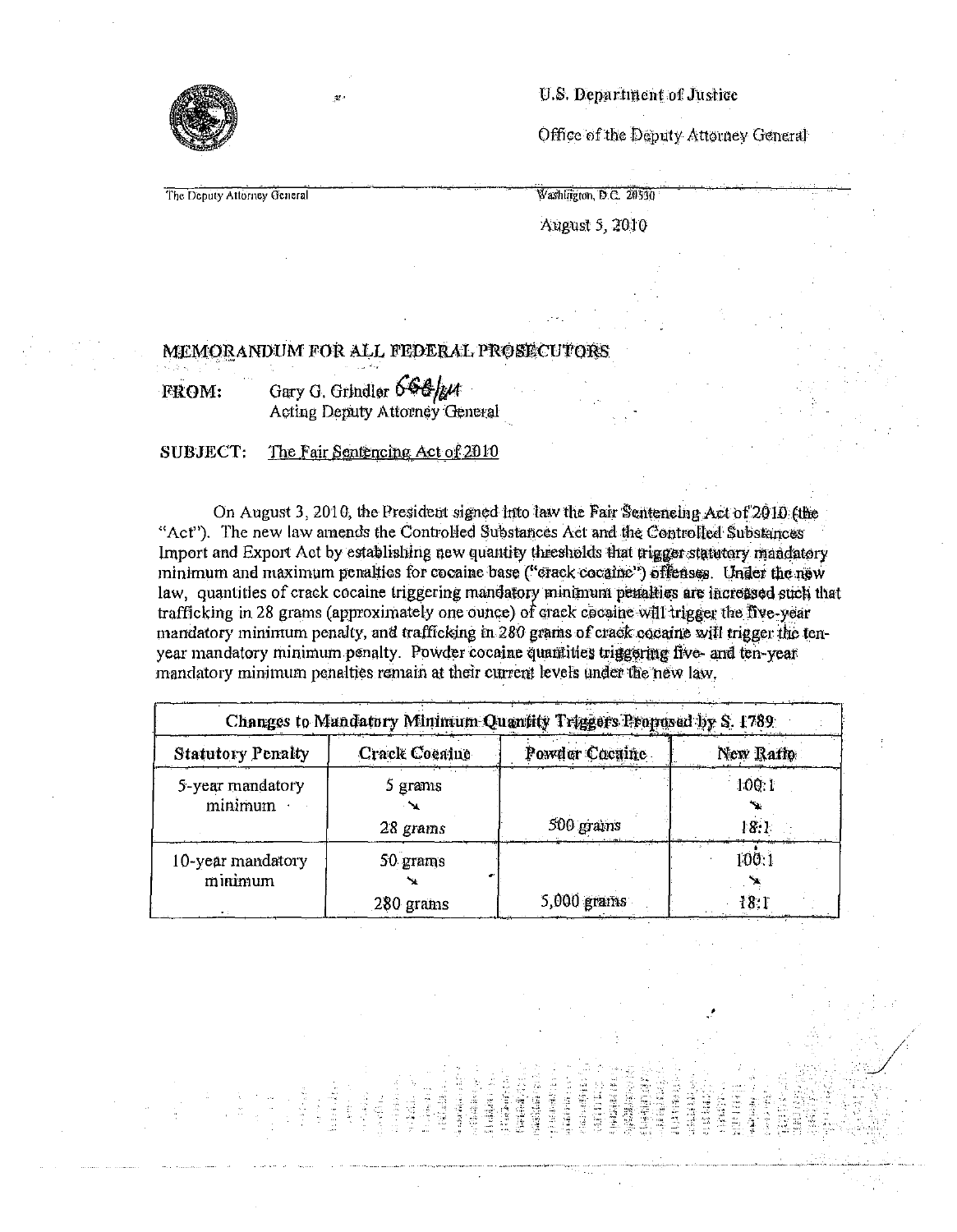U.S. Department of Justice

Office of the Deputy Attorney General

The Deputy Attorney General

Washington, D.C. 20530

August 5, 2010

**MEMORANDUM FOR ALL FEDERAL PROSECUTORS**

**FROM:** Gary G. Grindler *GGG/kM*
Acting Deputy Attorney General

**SUBJECT:** The Fair Sentencing Act of 2010

On August 3, 2010, the President signed into law the Fair Sentencing Act of 2010 (the "Act"). The new law amends the Controlled Substances Act and the Controlled Substances Import and Export Act by establishing new quantity thresholds that trigger statutory mandatory minimum and maximum penalties for cocaine base ("crack cocaine") offenses. Under the new law, quantities of crack cocaine triggering mandatory minimum penalties are increased such that trafficking in 28 grams (approximately one ounce) of crack cocaine will trigger the five-year mandatory minimum penalty, and trafficking in 280 grams of crack cocaine will trigger the ten-year mandatory minimum penalty. Powder cocaine quantities triggering five- and ten-year mandatory minimum penalties remain at their current levels under the new law.

| Changes to Mandatory Minimum Quantity Triggers Proposed by S. 1789 | | | |
|---|---|---|---|
| **Statutory Penalty** | **Crack Cocaine** | **Powder Cocaine** | **New Ratio** |
| 5-year mandatory minimum | 5 grams ↘ *28 grams* | 500 grams | 100:1 ↘ 18:1 |
| 10-year mandatory minimum | 50 grams ↘ 280 grams | 5,000 grams | 100:1 ↘ 18:1 |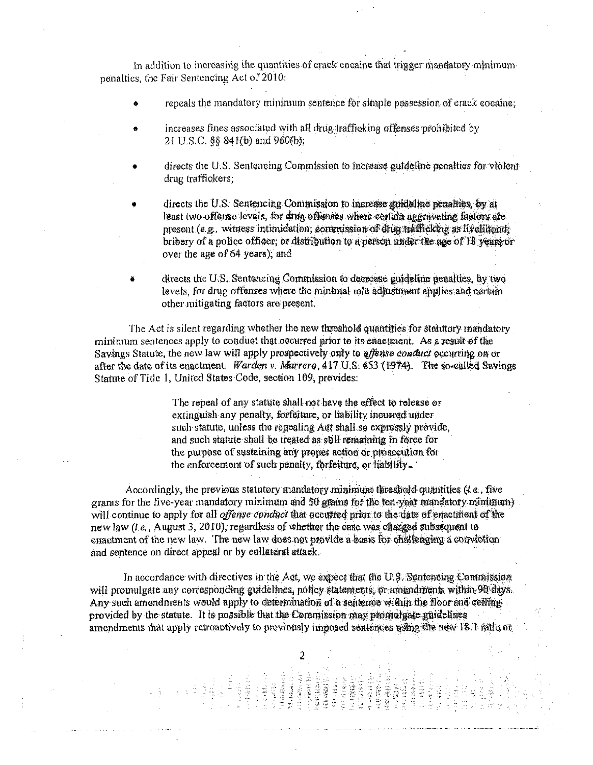In addition to increasing the quantities of crack cocaine that trigger mandatory minimum penalties, the Fair Sentencing Act of 2010:

- repeals the mandatory minimum sentence for simple possession of crack cocaine;
- increases fines associated with all drug trafficking offenses prohibited by 21 U.S.C. §§ 841(b) and 960(b);
- directs the U.S. Sentencing Commission to increase guideline penalties for violent drug traffickers;
- directs the U.S. Sentencing Commission to increase guideline penalties, by at least two offense levels, for drug offenses where certain aggravating factors are present (*e.g.*, witness intimidation; commission of drug trafficking as livelihood; bribery of a police officer; or distribution to a person under the age of 18 years or over the age of 64 years); and
- directs the U.S. Sentencing Commission to decrease guideline penalties, by two levels, for drug offenses where the minimal role adjustment applies and certain other mitigating factors are present.

The Act is silent regarding whether the new threshold quantities for statutory mandatory minimum sentences apply to conduct that occurred prior to its enactment. As a result of the Savings Statute, the new law will apply prospectively only to *offense conduct* occurring on or after the date of its enactment. *Warden v. Marrero*, 417 U.S. 653 (1974). The so-called Savings Statute of Title 1, United States Code, section 109, provides:

> The repeal of any statute shall not have the effect to release or extinguish any penalty, forfeiture, or liability incurred under such statute, unless the repealing Act shall so expressly provide, and such statute shall be treated as still remaining in force for the purpose of sustaining any proper action or prosecution for the enforcement of such penalty, forfeiture, or liability.

Accordingly, the previous statutory mandatory minimum threshold quantities (*i.e.*, five grams for the five-year mandatory minimum and 50 grams for the ten-year mandatory minimum) will continue to apply for all *offense conduct* that occurred prior to the date of enactment of the new law (*i.e.*, August 3, 2010), regardless of whether the case was charged subsequent to enactment of the new law. The new law does not provide a basis for challenging a conviction and sentence on direct appeal or by collateral attack.

In accordance with directives in the Act, we expect that the U.S. Sentencing Commission will promulgate any corresponding guidelines, policy statements, or amendments within 90 days. Any such amendments would apply to determination of a sentence within the floor and ceiling provided by the statute. It is possible that the Commission may promulgate guidelines amendments that apply retroactively to previously imposed sentences using the new 18:1 ratio or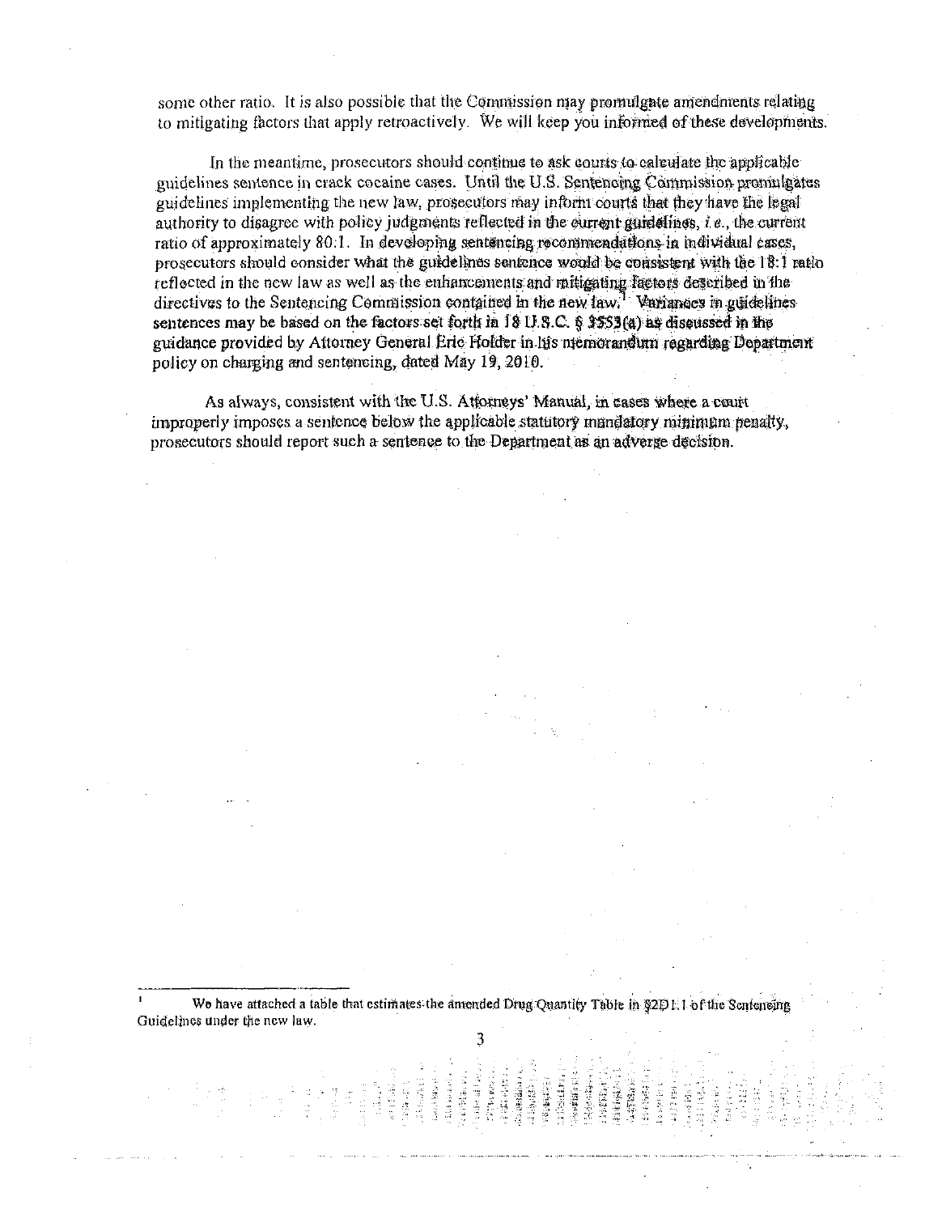some other ratio. It is also possible that the Commission may promulgate amendments relating to mitigating factors that apply retroactively. We will keep you informed of these developments.

In the meantime, prosecutors should continue to ask courts to calculate the applicable guidelines sentence in crack cocaine cases. Until the U.S. Sentencing Commission promulgates guidelines implementing the new law, prosecutors may inform courts that they have the legal authority to disagree with policy judgments reflected in the current guidelines, *i.e.*, the current ratio of approximately 80:1. In developing sentencing recommendations in individual cases, prosecutors should consider what the guidelines sentence would be consistent with the 18:1 ratio reflected in the new law as well as the enhancements and mitigating factors described in the directives to the Sentencing Commission contained in the new law.[1] Variances in guidelines sentences may be based on the factors set forth in 18 U.S.C. § 3553(a) as discussed in the guidance provided by Attorney General Eric Holder in his memorandum regarding Department policy on charging and sentencing, dated May 19, 2010.

As always, consistent with the U.S. Attorneys' Manual, in cases where a court improperly imposes a sentence below the applicable statutory mandatory minimum penalty, prosecutors should report such a sentence to the Department as an adverse decision.

---

[1] We have attached a table that estimates the amended Drug Quantity Table in §2D1.1 of the Sentencing Guidelines under the new law.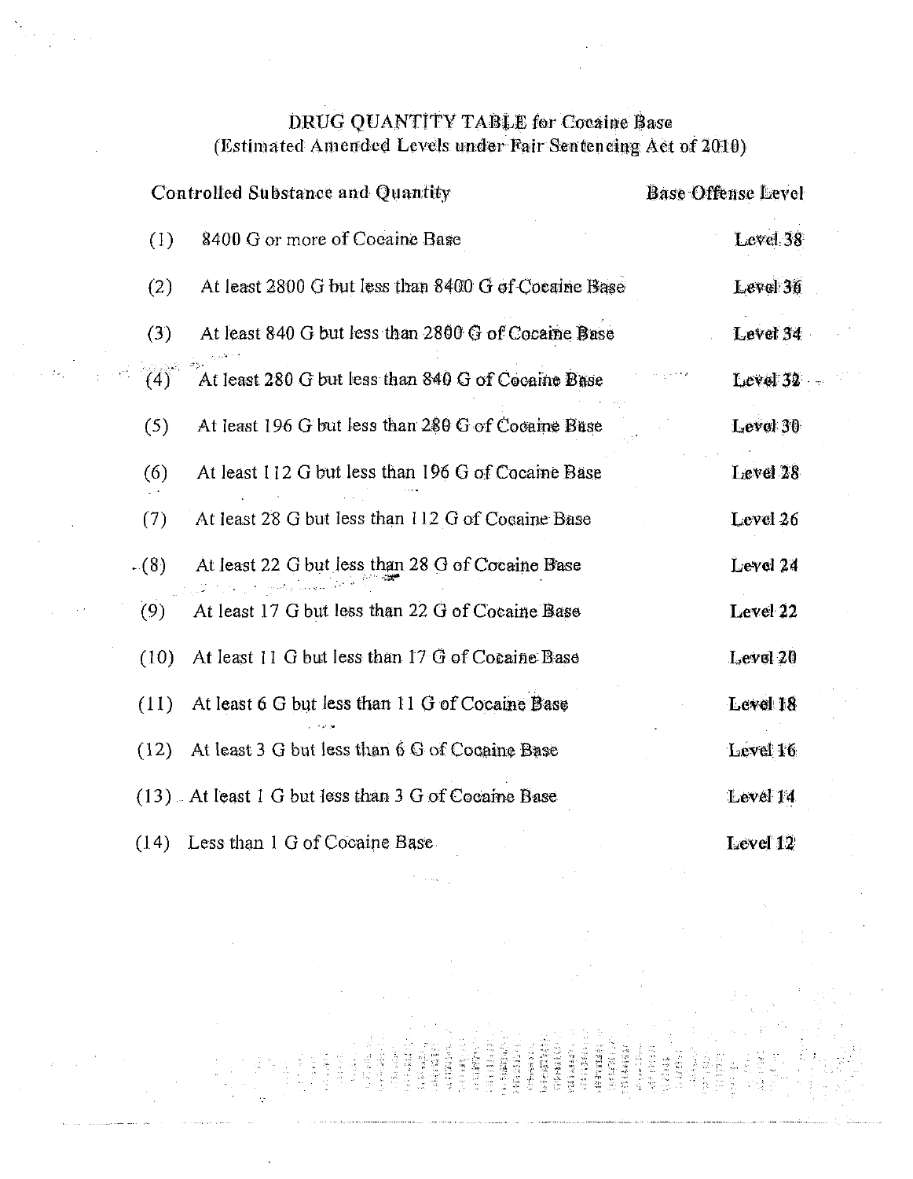## DRUG QUANTITY TABLE for Cocaine Base
(Estimated Amended Levels under Fair Sentencing Act of 2010)

| | Controlled Substance and Quantity | Base Offense Level |
|---|---|---|
| (1) | 8400 G or more of Cocaine Base | Level 38 |
| (2) | At least 2800 G but less than 8400 G of Cocaine Base | Level 36 |
| (3) | At least 840 G but less than 2800 G of Cocaine Base | Level 34 |
| (4) | At least 280 G but less than 840 G of Cocaine Base | Level 32 |
| (5) | At least 196 G but less than 280 G of Cocaine Base | Level 30 |
| (6) | At least 112 G but less than 196 G of Cocaine Base | Level 28 |
| (7) | At least 28 G but less than 112 G of Cocaine Base | Level 26 |
| (8) | At least 22 G but less than 28 G of Cocaine Base | Level 24 |
| (9) | At least 17 G but less than 22 G of Cocaine Base | Level 22 |
| (10) | At least 11 G but less than 17 G of Cocaine Base | Level 20 |
| (11) | At least 6 G but less than 11 G of Cocaine Base | Level 18 |
| (12) | At least 3 G but less than 6 G of Cocaine Base | Level 16 |
| (13) | At least 1 G but less than 3 G of Cocaine Base | Level 14 |
| (14) | Less than 1 G of Cocaine Base | Level 12 |